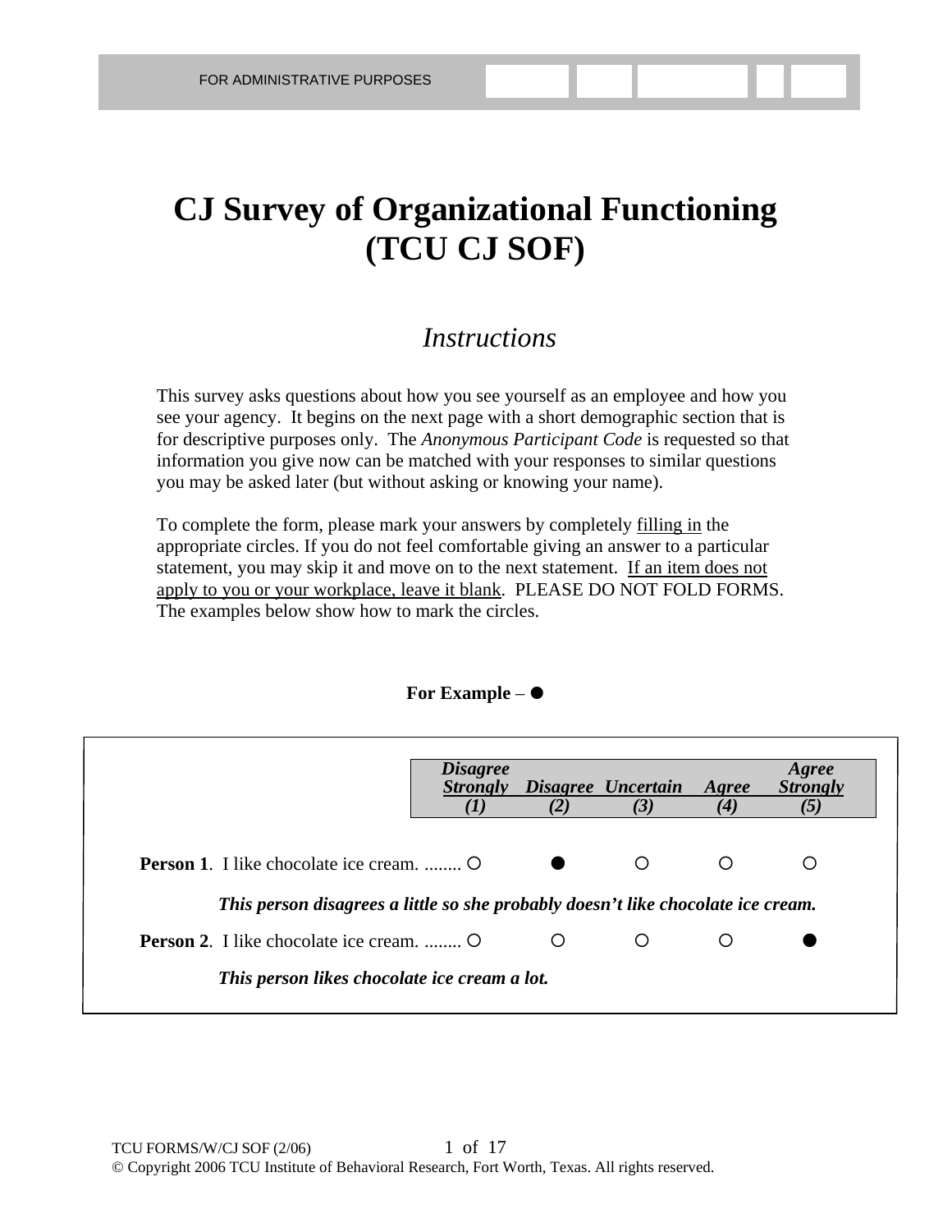FOR ADMINISTRATIVE PURPOSES

# CJ Survey of Organizational Functioning (TCU CJ SOF)

## *Instructions*

This survey asks questions about how you see yourself as an employee and how you see your agency. It begins on the next page with a short demographic section that is for descriptive purposes only. The *Anonymous Participant Code* is requested so that information you give now can be matched with your responses to similar questions you may be asked later (but without asking or knowing your name).

To complete the form, please mark your answers by completely filling in the appropriate circles. If you do not feel comfortable giving an answer to a particular statement, you may skip it and move on to the next statement. If an item does not apply to you or your workplace, leave it blank. PLEASE DO NOT FOLD FORMS. The examples below show how to mark the circles.

**For Example – ●**

| | *Disagree Strongly (1)* | *Disagree (2)* | *Uncertain (3)* | *Agree (4)* | *Agree Strongly (5)* |
|---|---|---|---|---|---|
| **Person 1**. I like chocolate ice cream. ........ | ○ | ● | ○ | ○ | ○ |

***This person disagrees a little so she probably doesn't like chocolate ice cream.***

| | *Disagree Strongly (1)* | *Disagree (2)* | *Uncertain (3)* | *Agree (4)* | *Agree Strongly (5)* |
|---|---|---|---|---|---|
| **Person 2**. I like chocolate ice cream. ........ | ○ | ○ | ○ | ○ | ● |

***This person likes chocolate ice cream a lot.***

TCU FORMS/W/CJ SOF (2/06)

© Copyright 2006 TCU Institute of Behavioral Research, Fort Worth, Texas. All rights reserved.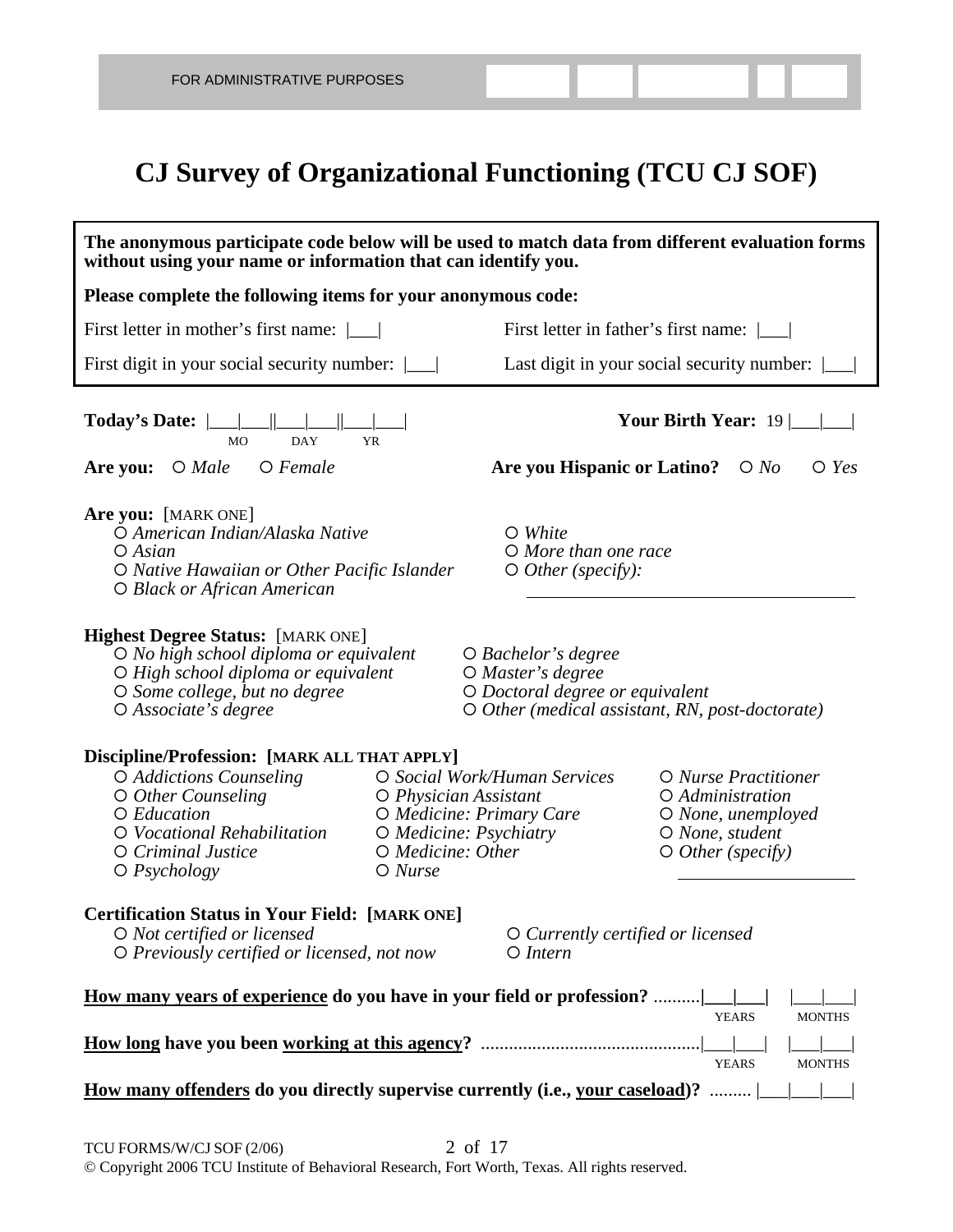FOR ADMINISTRATIVE PURPOSES

# CJ Survey of Organizational Functioning (TCU CJ SOF)

**The anonymous participate code below will be used to match data from different evaluation forms without using your name or information that can identify you.**

**Please complete the following items for your anonymous code:**

First letter in mother's first name: |___|

First letter in father's first name: |___|

First digit in your social security number: |___|

Last digit in your social security number: |___|

**Today's Date:** |___|___||___|___||___|___| (MO DAY YR)

**Your Birth Year:** 19 |___|___|

**Are you:** ○ *Male* ○ *Female*

**Are you Hispanic or Latino?** ○ *No* ○ *Yes*

**Are you:** [MARK ONE]
- ○ *American Indian/Alaska Native*
- ○ *Asian*
- ○ *Native Hawaiian or Other Pacific Islander*
- ○ *Black or African American*
- ○ *White*
- ○ *More than one race*
- ○ *Other (specify):* ____________________

**Highest Degree Status:** [MARK ONE]
- ○ *No high school diploma or equivalent*
- ○ *High school diploma or equivalent*
- ○ *Some college, but no degree*
- ○ *Associate's degree*
- ○ *Bachelor's degree*
- ○ *Master's degree*
- ○ *Doctoral degree or equivalent*
- ○ *Other (medical assistant, RN, post-doctorate)*

**Discipline/Profession: [MARK ALL THAT APPLY]**
- ○ *Addictions Counseling*
- ○ *Other Counseling*
- ○ *Education*
- ○ *Vocational Rehabilitation*
- ○ *Criminal Justice*
- ○ *Psychology*
- ○ *Social Work/Human Services*
- ○ *Physician Assistant*
- ○ *Medicine: Primary Care*
- ○ *Medicine: Psychiatry*
- ○ *Medicine: Other*
- ○ *Nurse*
- ○ *Nurse Practitioner*
- ○ *Administration*
- ○ *None, unemployed*
- ○ *None, student*
- ○ *Other (specify)* ____________________

**Certification Status in Your Field: [MARK ONE]**
- ○ *Not certified or licensed*
- ○ *Previously certified or licensed, not now*
- ○ *Currently certified or licensed*
- ○ *Intern*

**<u>How many years of experience</u> do you have in your field or profession?** .......... |___|___| YEARS |___|___| MONTHS

**<u>How long</u> have you been <u>working at this agency</u>?** .............................................. |___|___| YEARS |___|___| MONTHS

**<u>How many offenders</u> do you directly supervise currently (i.e., <u>your caseload</u>)?** ......... |___|___|___|

TCU FORMS/W/CJ SOF (2/06)

© Copyright 2006 TCU Institute of Behavioral Research, Fort Worth, Texas. All rights reserved.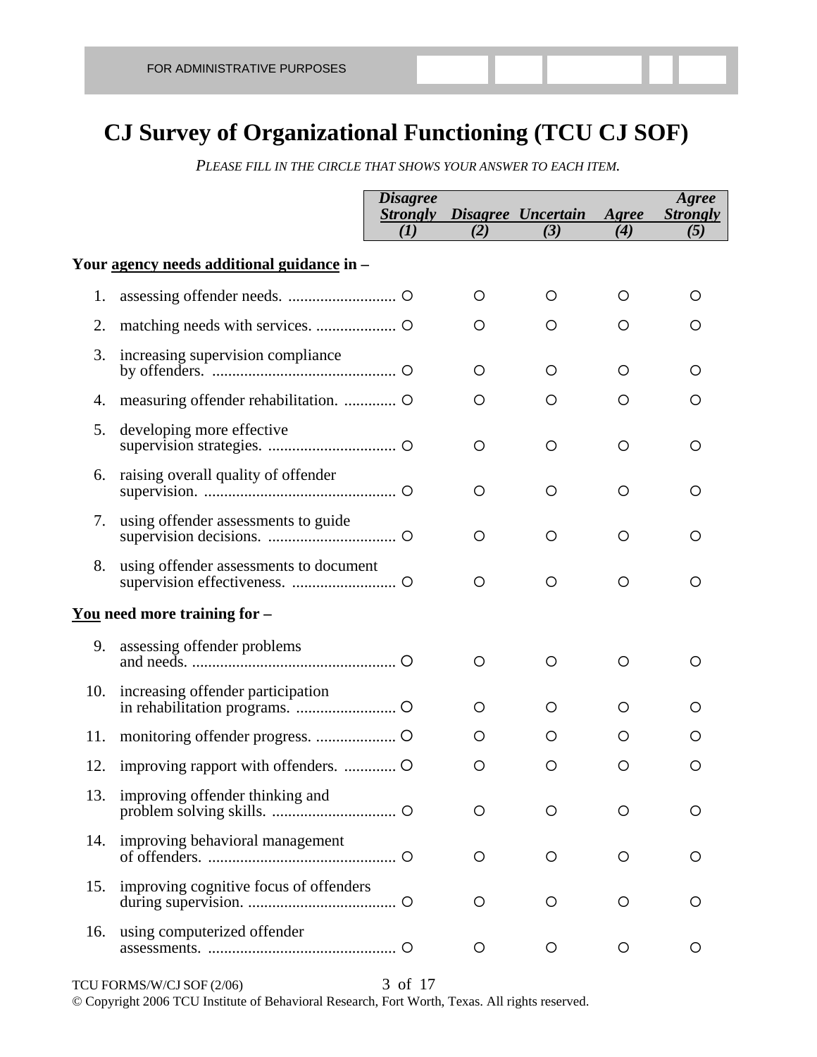FOR ADMINISTRATIVE PURPOSES

# CJ Survey of Organizational Functioning (TCU CJ SOF)

*PLEASE FILL IN THE CIRCLE THAT SHOWS YOUR ANSWER TO EACH ITEM.*

| | Disagree Strongly (1) | Disagree (2) | Uncertain (3) | Agree (4) | Agree Strongly (5) |
|---|---|---|---|---|---|
| **Your agency needs additional guidance in –** | | | | | |
| 1. assessing offender needs. | ○ | ○ | ○ | ○ | ○ |
| 2. matching needs with services. | ○ | ○ | ○ | ○ | ○ |
| 3. increasing supervision compliance by offenders. | ○ | ○ | ○ | ○ | ○ |
| 4. measuring offender rehabilitation. | ○ | ○ | ○ | ○ | ○ |
| 5. developing more effective supervision strategies. | ○ | ○ | ○ | ○ | ○ |
| 6. raising overall quality of offender supervision. | ○ | ○ | ○ | ○ | ○ |
| 7. using offender assessments to guide supervision decisions. | ○ | ○ | ○ | ○ | ○ |
| 8. using offender assessments to document supervision effectiveness. | ○ | ○ | ○ | ○ | ○ |
| **You need more training for –** | | | | | |
| 9. assessing offender problems and needs. | ○ | ○ | ○ | ○ | ○ |
| 10. increasing offender participation in rehabilitation programs. | ○ | ○ | ○ | ○ | ○ |
| 11. monitoring offender progress. | ○ | ○ | ○ | ○ | ○ |
| 12. improving rapport with offenders. | ○ | ○ | ○ | ○ | ○ |
| 13. improving offender thinking and problem solving skills. | ○ | ○ | ○ | ○ | ○ |
| 14. improving behavioral management of offenders. | ○ | ○ | ○ | ○ | ○ |
| 15. improving cognitive focus of offenders during supervision. | ○ | ○ | ○ | ○ | ○ |
| 16. using computerized offender assessments. | ○ | ○ | ○ | ○ | ○ |

TCU FORMS/W/CJ SOF (2/06)

© Copyright 2006 TCU Institute of Behavioral Research, Fort Worth, Texas. All rights reserved.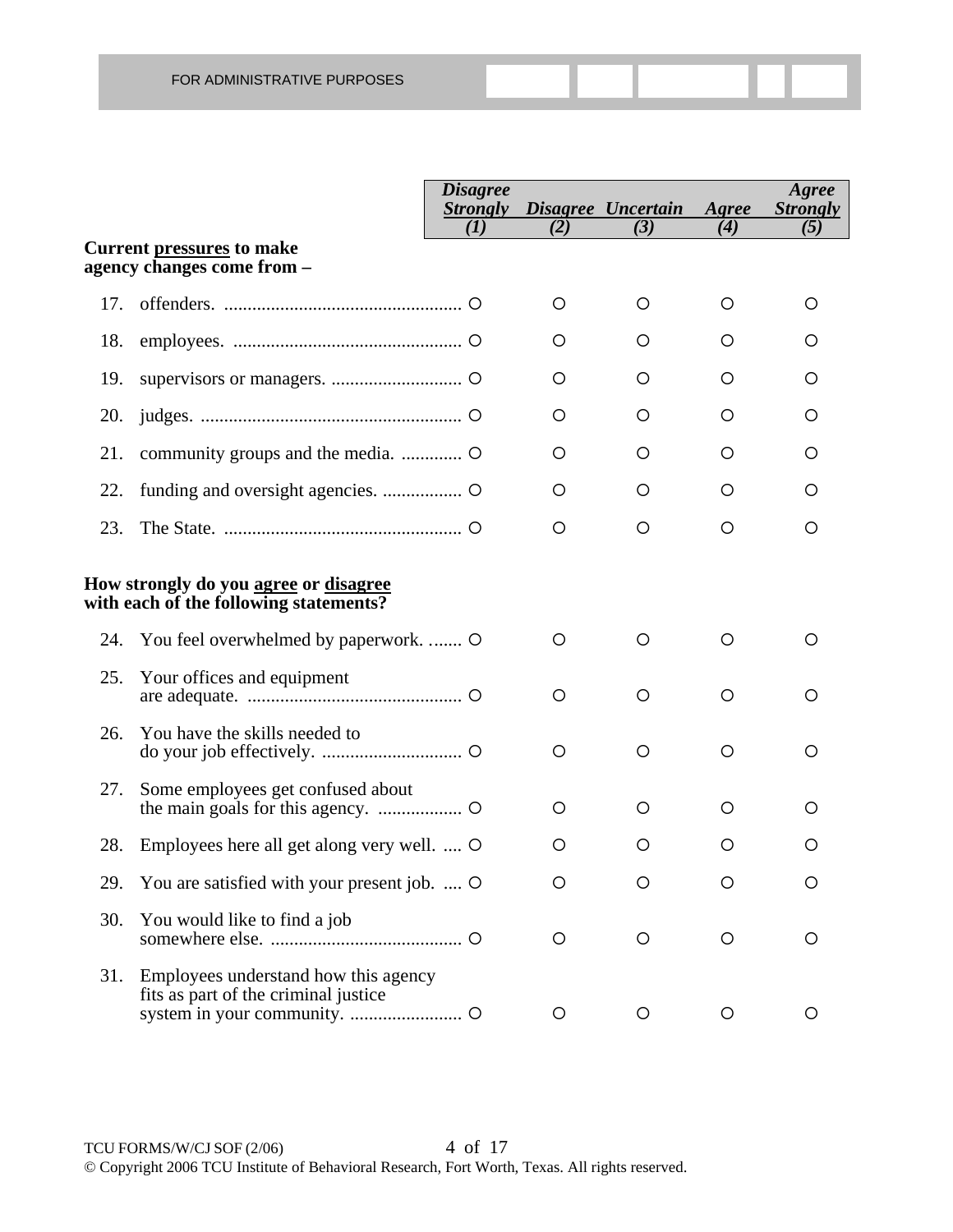FOR ADMINISTRATIVE PURPOSES

| | Disagree Strongly (1) | Disagree (2) | Uncertain (3) | Agree (4) | Agree Strongly (5) |
|---|---|---|---|---|---|
| **Current pressures to make agency changes come from –** | | | | | |
| 17. offenders. | O | O | O | O | O |
| 18. employees. | O | O | O | O | O |
| 19. supervisors or managers. | O | O | O | O | O |
| 20. judges. | O | O | O | O | O |
| 21. community groups and the media. | O | O | O | O | O |
| 22. funding and oversight agencies. | O | O | O | O | O |
| 23. The State. | O | O | O | O | O |
| **How strongly do you agree or disagree with each of the following statements?** | | | | | |
| 24. You feel overwhelmed by paperwork. | O | O | O | O | O |
| 25. Your offices and equipment are adequate. | O | O | O | O | O |
| 26. You have the skills needed to do your job effectively. | O | O | O | O | O |
| 27. Some employees get confused about the main goals for this agency. | O | O | O | O | O |
| 28. Employees here all get along very well. | O | O | O | O | O |
| 29. You are satisfied with your present job. | O | O | O | O | O |
| 30. You would like to find a job somewhere else. | O | O | O | O | O |
| 31. Employees understand how this agency fits as part of the criminal justice system in your community. | O | O | O | O | O |

TCU FORMS/W/CJ SOF (2/06)

© Copyright 2006 TCU Institute of Behavioral Research, Fort Worth, Texas. All rights reserved.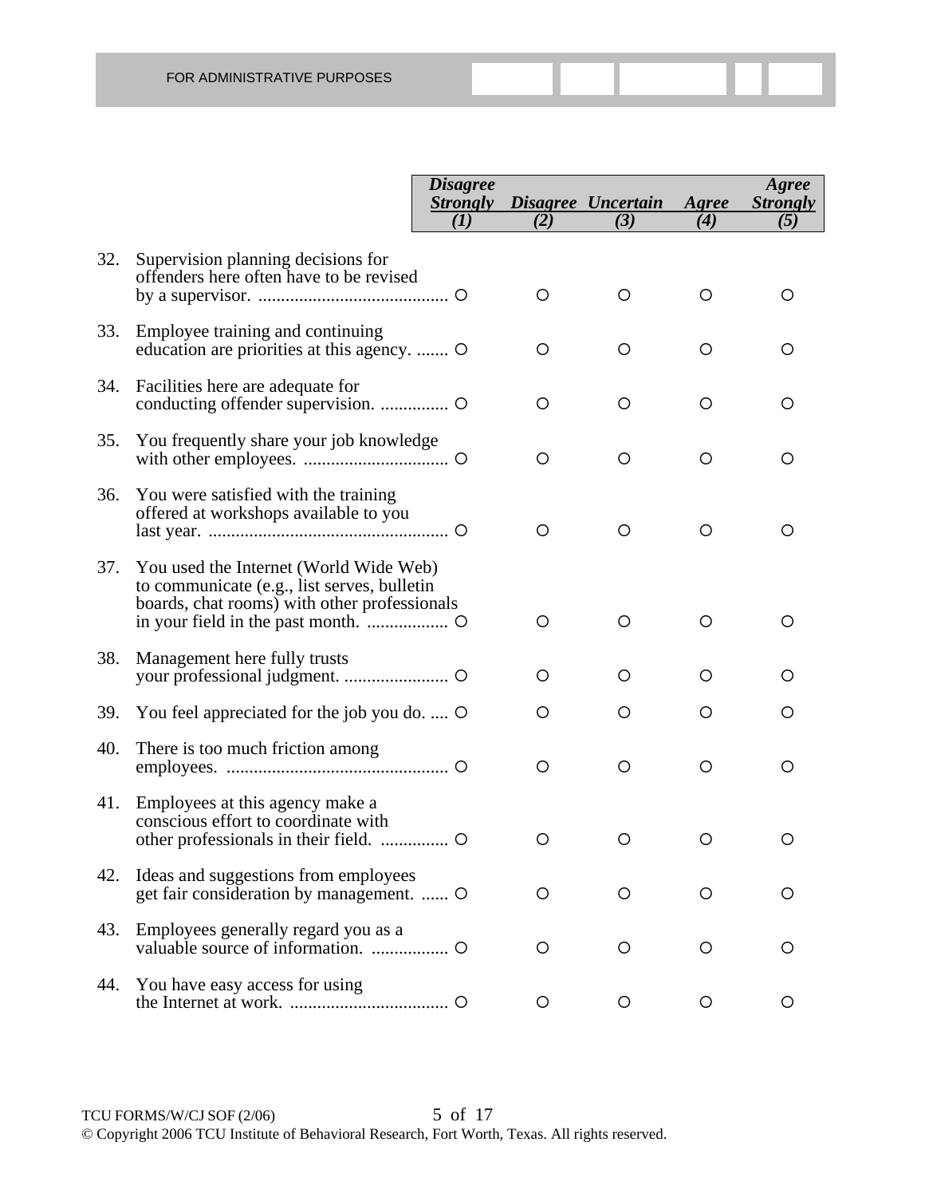FOR ADMINISTRATIVE PURPOSES

| | | *Disagree Strongly (1)* | *Disagree (2)* | *Uncertain (3)* | *Agree (4)* | *Agree Strongly (5)* |
|---|---|---|---|---|---|---|
| 32. | Supervision planning decisions for offenders here often have to be revised by a supervisor. | ○ | ○ | ○ | ○ | ○ |
| 33. | Employee training and continuing education are priorities at this agency. | ○ | ○ | ○ | ○ | ○ |
| 34. | Facilities here are adequate for conducting offender supervision. | ○ | ○ | ○ | ○ | ○ |
| 35. | You frequently share your job knowledge with other employees. | ○ | ○ | ○ | ○ | ○ |
| 36. | You were satisfied with the training offered at workshops available to you last year. | ○ | ○ | ○ | ○ | ○ |
| 37. | You used the Internet (World Wide Web) to communicate (e.g., list serves, bulletin boards, chat rooms) with other professionals in your field in the past month. | ○ | ○ | ○ | ○ | ○ |
| 38. | Management here fully trusts your professional judgment. | ○ | ○ | ○ | ○ | ○ |
| 39. | You feel appreciated for the job you do. | ○ | ○ | ○ | ○ | ○ |
| 40. | There is too much friction among employees. | ○ | ○ | ○ | ○ | ○ |
| 41. | Employees at this agency make a conscious effort to coordinate with other professionals in their field. | ○ | ○ | ○ | ○ | ○ |
| 42. | Ideas and suggestions from employees get fair consideration by management. | ○ | ○ | ○ | ○ | ○ |
| 43. | Employees generally regard you as a valuable source of information. | ○ | ○ | ○ | ○ | ○ |
| 44. | You have easy access for using the Internet at work. | ○ | ○ | ○ | ○ | ○ |

TCU FORMS/W/CJ SOF (2/06)

© Copyright 2006 TCU Institute of Behavioral Research, Fort Worth, Texas. All rights reserved.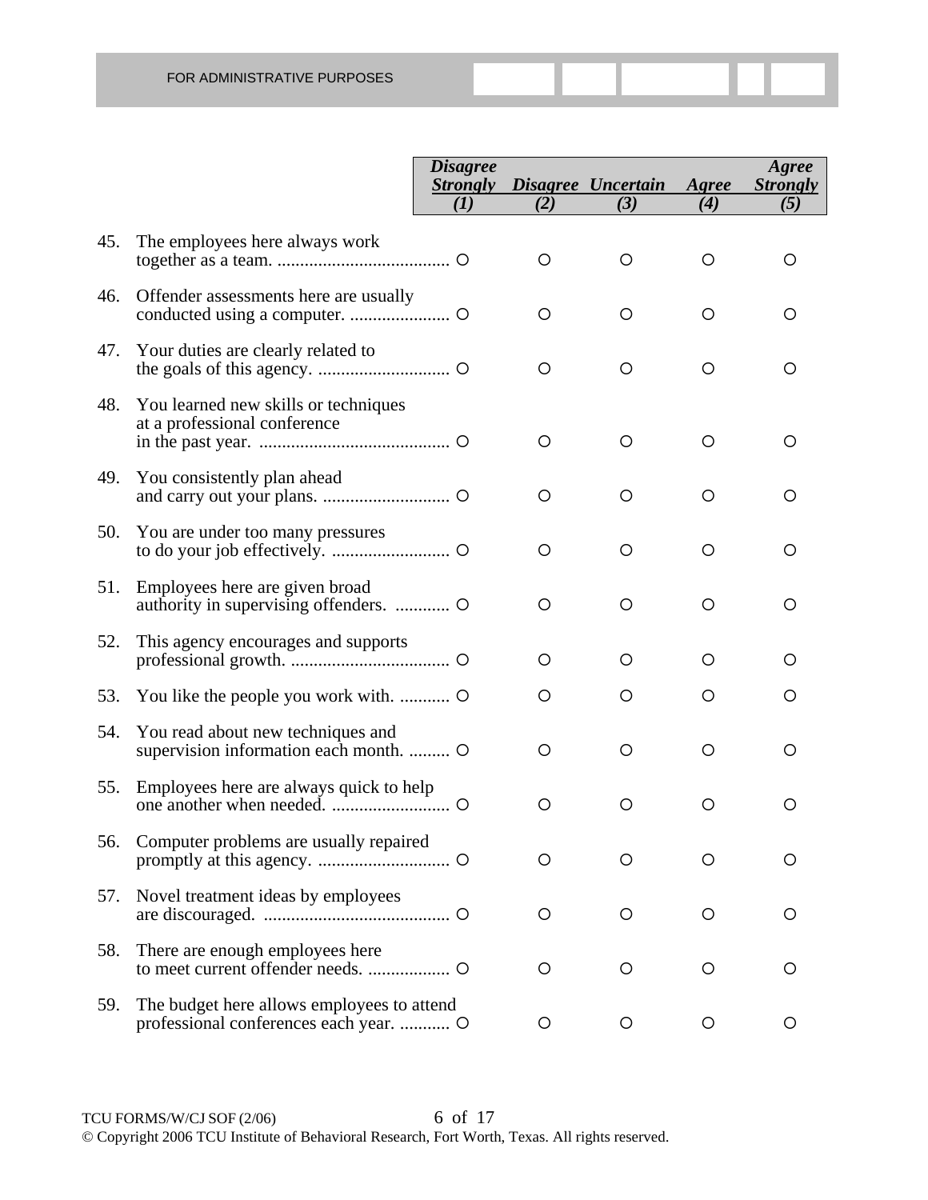FOR ADMINISTRATIVE PURPOSES

| | | *Disagree Strongly (1)* | *Disagree (2)* | *Uncertain (3)* | *Agree (4)* | *Agree Strongly (5)* |
|---|---|---|---|---|---|---|
| 45. | The employees here always work together as a team. | ○ | ○ | ○ | ○ | ○ |
| 46. | Offender assessments here are usually conducted using a computer. | ○ | ○ | ○ | ○ | ○ |
| 47. | Your duties are clearly related to the goals of this agency. | ○ | ○ | ○ | ○ | ○ |
| 48. | You learned new skills or techniques at a professional conference in the past year. | ○ | ○ | ○ | ○ | ○ |
| 49. | You consistently plan ahead and carry out your plans. | ○ | ○ | ○ | ○ | ○ |
| 50. | You are under too many pressures to do your job effectively. | ○ | ○ | ○ | ○ | ○ |
| 51. | Employees here are given broad authority in supervising offenders. | ○ | ○ | ○ | ○ | ○ |
| 52. | This agency encourages and supports professional growth. | ○ | ○ | ○ | ○ | ○ |
| 53. | You like the people you work with. | ○ | ○ | ○ | ○ | ○ |
| 54. | You read about new techniques and supervision information each month. | ○ | ○ | ○ | ○ | ○ |
| 55. | Employees here are always quick to help one another when needed. | ○ | ○ | ○ | ○ | ○ |
| 56. | Computer problems are usually repaired promptly at this agency. | ○ | ○ | ○ | ○ | ○ |
| 57. | Novel treatment ideas by employees are discouraged. | ○ | ○ | ○ | ○ | ○ |
| 58. | There are enough employees here to meet current offender needs. | ○ | ○ | ○ | ○ | ○ |
| 59. | The budget here allows employees to attend professional conferences each year. | ○ | ○ | ○ | ○ | ○ |

TCU FORMS/W/CJ SOF (2/06)

© Copyright 2006 TCU Institute of Behavioral Research, Fort Worth, Texas. All rights reserved.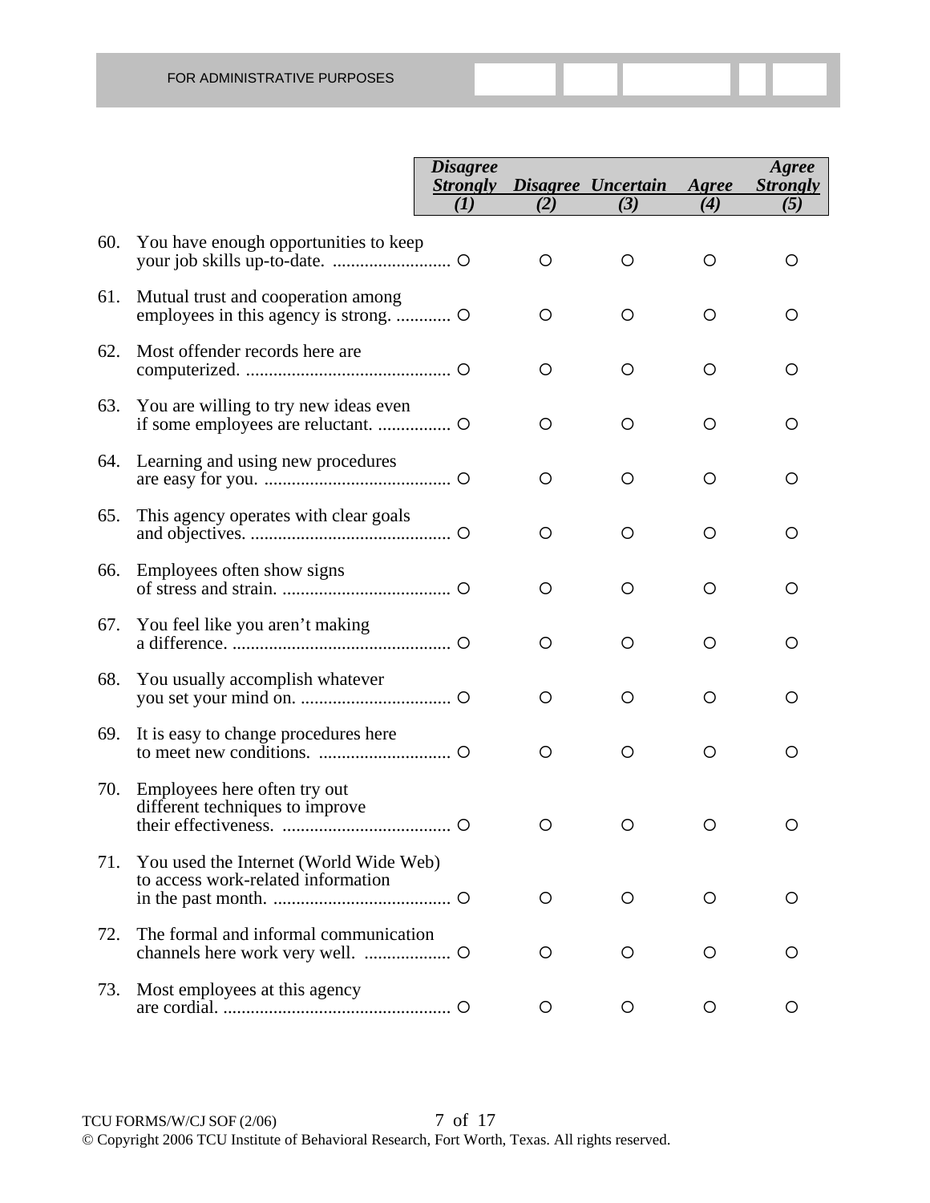FOR ADMINISTRATIVE PURPOSES

| | | *Disagree Strongly (1)* | *Disagree (2)* | *Uncertain (3)* | *Agree (4)* | *Agree Strongly (5)* |
|---|---|---|---|---|---|---|
| 60. | You have enough opportunities to keep your job skills up-to-date. | ○ | ○ | ○ | ○ | ○ |
| 61. | Mutual trust and cooperation among employees in this agency is strong. | ○ | ○ | ○ | ○ | ○ |
| 62. | Most offender records here are computerized. | ○ | ○ | ○ | ○ | ○ |
| 63. | You are willing to try new ideas even if some employees are reluctant. | ○ | ○ | ○ | ○ | ○ |
| 64. | Learning and using new procedures are easy for you. | ○ | ○ | ○ | ○ | ○ |
| 65. | This agency operates with clear goals and objectives. | ○ | ○ | ○ | ○ | ○ |
| 66. | Employees often show signs of stress and strain. | ○ | ○ | ○ | ○ | ○ |
| 67. | You feel like you aren't making a difference. | ○ | ○ | ○ | ○ | ○ |
| 68. | You usually accomplish whatever you set your mind on. | ○ | ○ | ○ | ○ | ○ |
| 69. | It is easy to change procedures here to meet new conditions. | ○ | ○ | ○ | ○ | ○ |
| 70. | Employees here often try out different techniques to improve their effectiveness. | ○ | ○ | ○ | ○ | ○ |
| 71. | You used the Internet (World Wide Web) to access work-related information in the past month. | ○ | ○ | ○ | ○ | ○ |
| 72. | The formal and informal communication channels here work very well. | ○ | ○ | ○ | ○ | ○ |
| 73. | Most employees at this agency are cordial. | ○ | ○ | ○ | ○ | ○ |

TCU FORMS/W/CJ SOF (2/06)

© Copyright 2006 TCU Institute of Behavioral Research, Fort Worth, Texas. All rights reserved.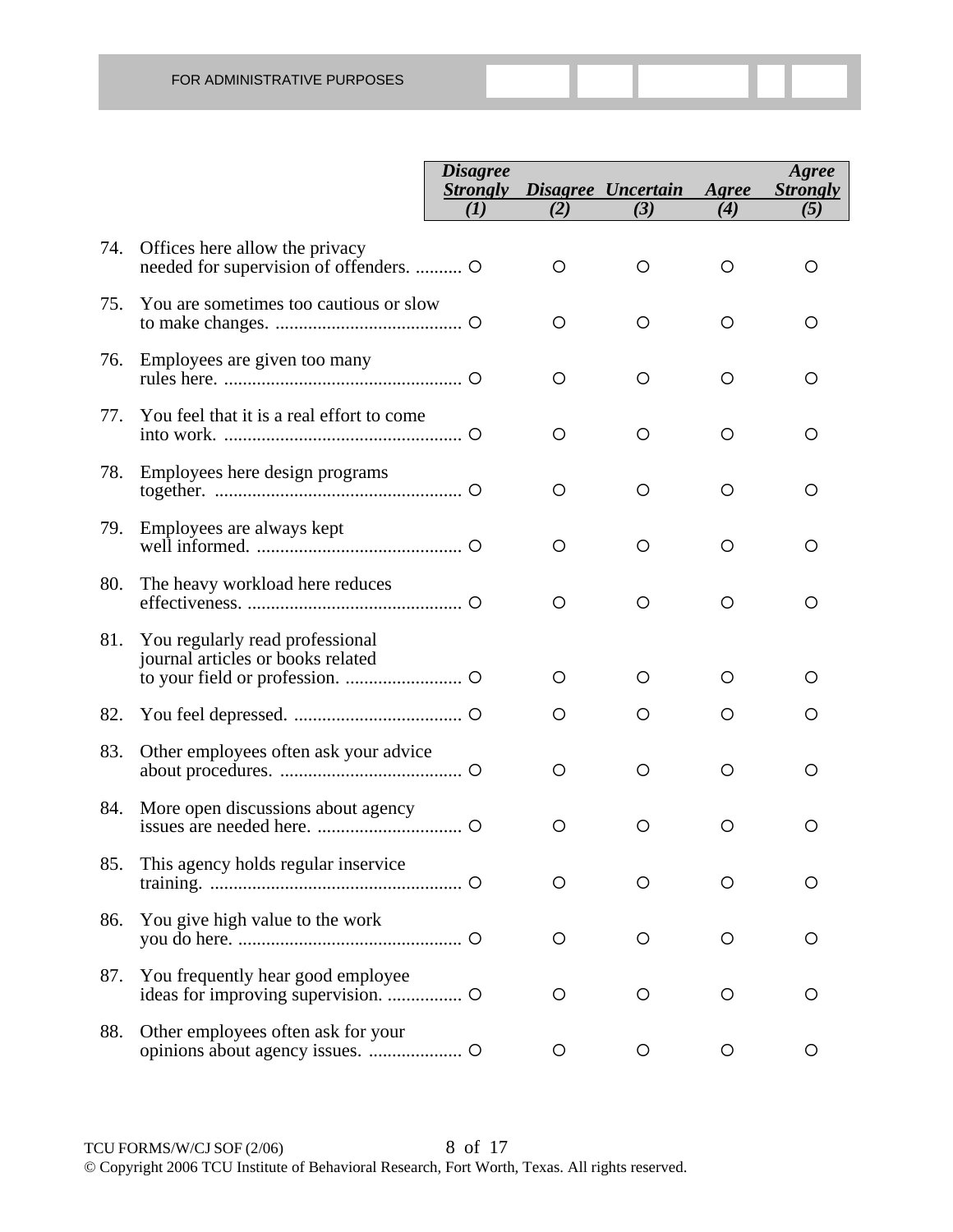FOR ADMINISTRATIVE PURPOSES

| | | Disagree Strongly (1) | Disagree (2) | Uncertain (3) | Agree (4) | Agree Strongly (5) |
|---|---|---|---|---|---|---|
| 74. | Offices here allow the privacy needed for supervision of offenders. | ○ | ○ | ○ | ○ | ○ |
| 75. | You are sometimes too cautious or slow to make changes. | ○ | ○ | ○ | ○ | ○ |
| 76. | Employees are given too many rules here. | ○ | ○ | ○ | ○ | ○ |
| 77. | You feel that it is a real effort to come into work. | ○ | ○ | ○ | ○ | ○ |
| 78. | Employees here design programs together. | ○ | ○ | ○ | ○ | ○ |
| 79. | Employees are always kept well informed. | ○ | ○ | ○ | ○ | ○ |
| 80. | The heavy workload here reduces effectiveness. | ○ | ○ | ○ | ○ | ○ |
| 81. | You regularly read professional journal articles or books related to your field or profession. | ○ | ○ | ○ | ○ | ○ |
| 82. | You feel depressed. | ○ | ○ | ○ | ○ | ○ |
| 83. | Other employees often ask your advice about procedures. | ○ | ○ | ○ | ○ | ○ |
| 84. | More open discussions about agency issues are needed here. | ○ | ○ | ○ | ○ | ○ |
| 85. | This agency holds regular inservice training. | ○ | ○ | ○ | ○ | ○ |
| 86. | You give high value to the work you do here. | ○ | ○ | ○ | ○ | ○ |
| 87. | You frequently hear good employee ideas for improving supervision. | ○ | ○ | ○ | ○ | ○ |
| 88. | Other employees often ask for your opinions about agency issues. | ○ | ○ | ○ | ○ | ○ |

TCU FORMS/W/CJ SOF (2/06)

© Copyright 2006 TCU Institute of Behavioral Research, Fort Worth, Texas. All rights reserved.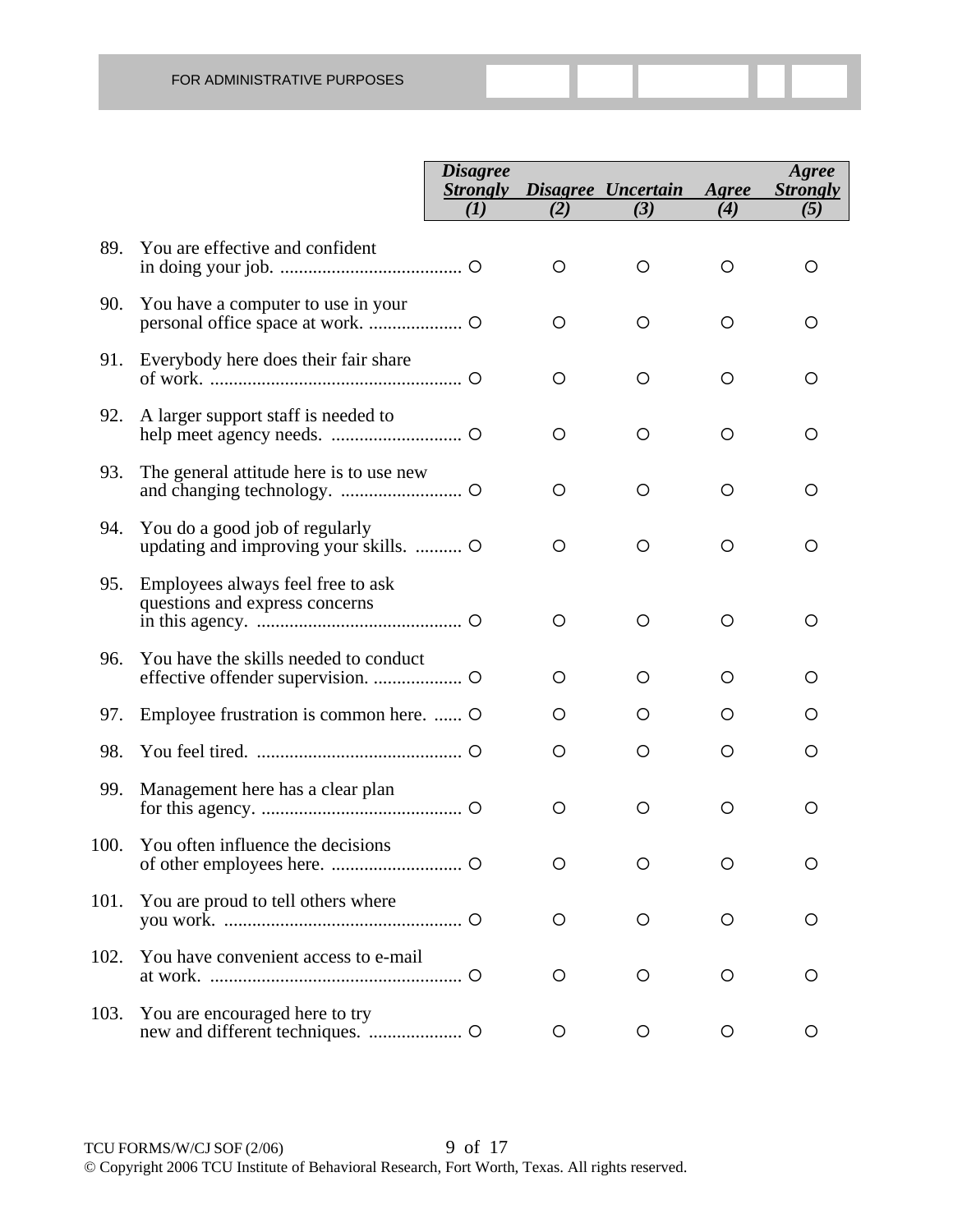FOR ADMINISTRATIVE PURPOSES

| | | *Disagree Strongly (1)* | *Disagree (2)* | *Uncertain (3)* | *Agree (4)* | *Agree Strongly (5)* |
|---|---|---|---|---|---|---|
| 89. | You are effective and confident in doing your job. | ○ | ○ | ○ | ○ | ○ |
| 90. | You have a computer to use in your personal office space at work. | ○ | ○ | ○ | ○ | ○ |
| 91. | Everybody here does their fair share of work. | ○ | ○ | ○ | ○ | ○ |
| 92. | A larger support staff is needed to help meet agency needs. | ○ | ○ | ○ | ○ | ○ |
| 93. | The general attitude here is to use new and changing technology. | ○ | ○ | ○ | ○ | ○ |
| 94. | You do a good job of regularly updating and improving your skills. | ○ | ○ | ○ | ○ | ○ |
| 95. | Employees always feel free to ask questions and express concerns in this agency. | ○ | ○ | ○ | ○ | ○ |
| 96. | You have the skills needed to conduct effective offender supervision. | ○ | ○ | ○ | ○ | ○ |
| 97. | Employee frustration is common here. | ○ | ○ | ○ | ○ | ○ |
| 98. | You feel tired. | ○ | ○ | ○ | ○ | ○ |
| 99. | Management here has a clear plan for this agency. | ○ | ○ | ○ | ○ | ○ |
| 100. | You often influence the decisions of other employees here. | ○ | ○ | ○ | ○ | ○ |
| 101. | You are proud to tell others where you work. | ○ | ○ | ○ | ○ | ○ |
| 102. | You have convenient access to e-mail at work. | ○ | ○ | ○ | ○ | ○ |
| 103. | You are encouraged here to try new and different techniques. | ○ | ○ | ○ | ○ | ○ |

TCU FORMS/W/CJ SOF (2/06)

© Copyright 2006 TCU Institute of Behavioral Research, Fort Worth, Texas. All rights reserved.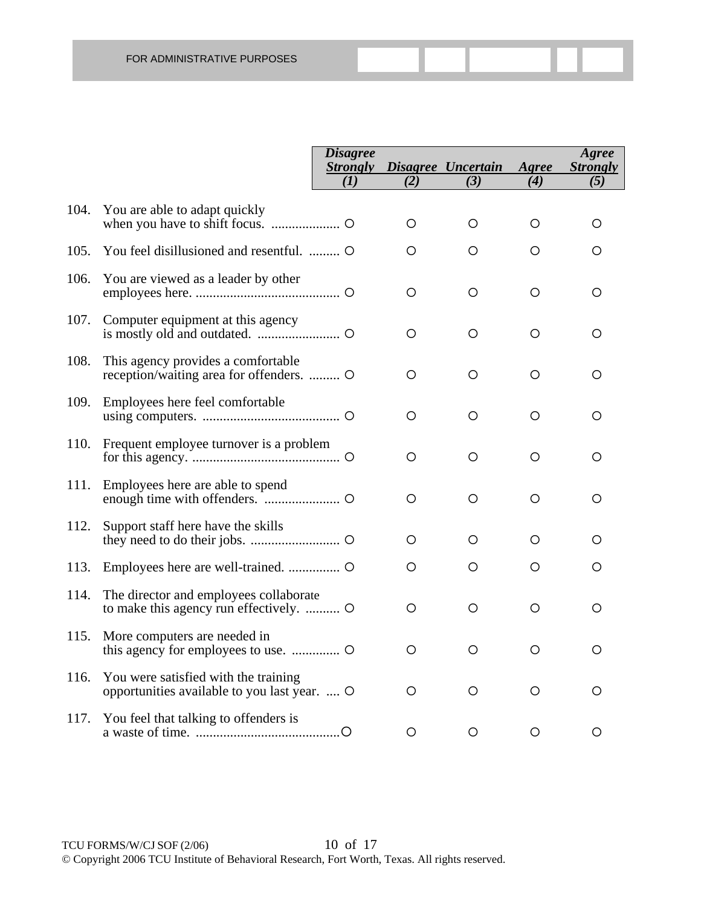FOR ADMINISTRATIVE PURPOSES

| | | Disagree Strongly (1) | Disagree (2) | Uncertain (3) | Agree (4) | Agree Strongly (5) |
|---|---|---|---|---|---|---|
| 104. | You are able to adapt quickly when you have to shift focus. | ○ | ○ | ○ | ○ | ○ |
| 105. | You feel disillusioned and resentful. | ○ | ○ | ○ | ○ | ○ |
| 106. | You are viewed as a leader by other employees here. | ○ | ○ | ○ | ○ | ○ |
| 107. | Computer equipment at this agency is mostly old and outdated. | ○ | ○ | ○ | ○ | ○ |
| 108. | This agency provides a comfortable reception/waiting area for offenders. | ○ | ○ | ○ | ○ | ○ |
| 109. | Employees here feel comfortable using computers. | ○ | ○ | ○ | ○ | ○ |
| 110. | Frequent employee turnover is a problem for this agency. | ○ | ○ | ○ | ○ | ○ |
| 111. | Employees here are able to spend enough time with offenders. | ○ | ○ | ○ | ○ | ○ |
| 112. | Support staff here have the skills they need to do their jobs. | ○ | ○ | ○ | ○ | ○ |
| 113. | Employees here are well-trained. | ○ | ○ | ○ | ○ | ○ |
| 114. | The director and employees collaborate to make this agency run effectively. | ○ | ○ | ○ | ○ | ○ |
| 115. | More computers are needed in this agency for employees to use. | ○ | ○ | ○ | ○ | ○ |
| 116. | You were satisfied with the training opportunities available to you last year. | ○ | ○ | ○ | ○ | ○ |
| 117. | You feel that talking to offenders is a waste of time. | ○ | ○ | ○ | ○ | ○ |

TCU FORMS/W/CJ SOF (2/06)

© Copyright 2006 TCU Institute of Behavioral Research, Fort Worth, Texas. All rights reserved.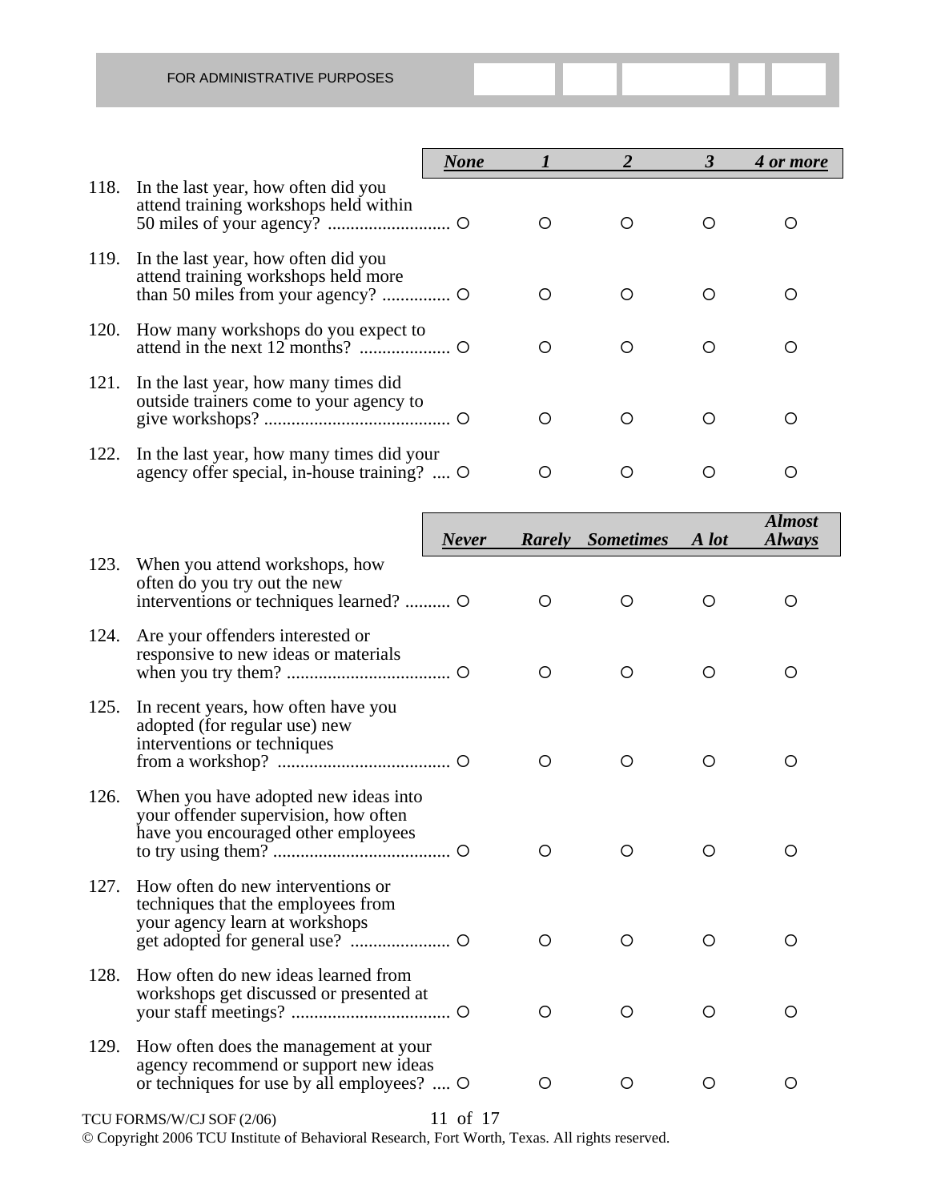FOR ADMINISTRATIVE PURPOSES

| | | *None* | *1* | *2* | *3* | *4 or more* |
|---|---|---|---|---|---|---|
| 118. | In the last year, how often did you attend training workshops held within 50 miles of your agency? | ○ | ○ | ○ | ○ | ○ |
| 119. | In the last year, how often did you attend training workshops held more than 50 miles from your agency? | ○ | ○ | ○ | ○ | ○ |
| 120. | How many workshops do you expect to attend in the next 12 months? | ○ | ○ | ○ | ○ | ○ |
| 121. | In the last year, how many times did outside trainers come to your agency to give workshops? | ○ | ○ | ○ | ○ | ○ |
| 122. | In the last year, how many times did your agency offer special, in-house training? | ○ | ○ | ○ | ○ | ○ |

| | | *Never* | *Rarely* | *Sometimes* | *A lot* | *Almost Always* |
|---|---|---|---|---|---|---|
| 123. | When you attend workshops, how often do you try out the new interventions or techniques learned? | ○ | ○ | ○ | ○ | ○ |
| 124. | Are your offenders interested or responsive to new ideas or materials when you try them? | ○ | ○ | ○ | ○ | ○ |
| 125. | In recent years, how often have you adopted (for regular use) new interventions or techniques from a workshop? | ○ | ○ | ○ | ○ | ○ |
| 126. | When you have adopted new ideas into your offender supervision, how often have you encouraged other employees to try using them? | ○ | ○ | ○ | ○ | ○ |
| 127. | How often do new interventions or techniques that the employees from your agency learn at workshops get adopted for general use? | ○ | ○ | ○ | ○ | ○ |
| 128. | How often do new ideas learned from workshops get discussed or presented at your staff meetings? | ○ | ○ | ○ | ○ | ○ |
| 129. | How often does the management at your agency recommend or support new ideas or techniques for use by all employees? | ○ | ○ | ○ | ○ | ○ |

TCU FORMS/W/CJ SOF (2/06)

© Copyright 2006 TCU Institute of Behavioral Research, Fort Worth, Texas. All rights reserved.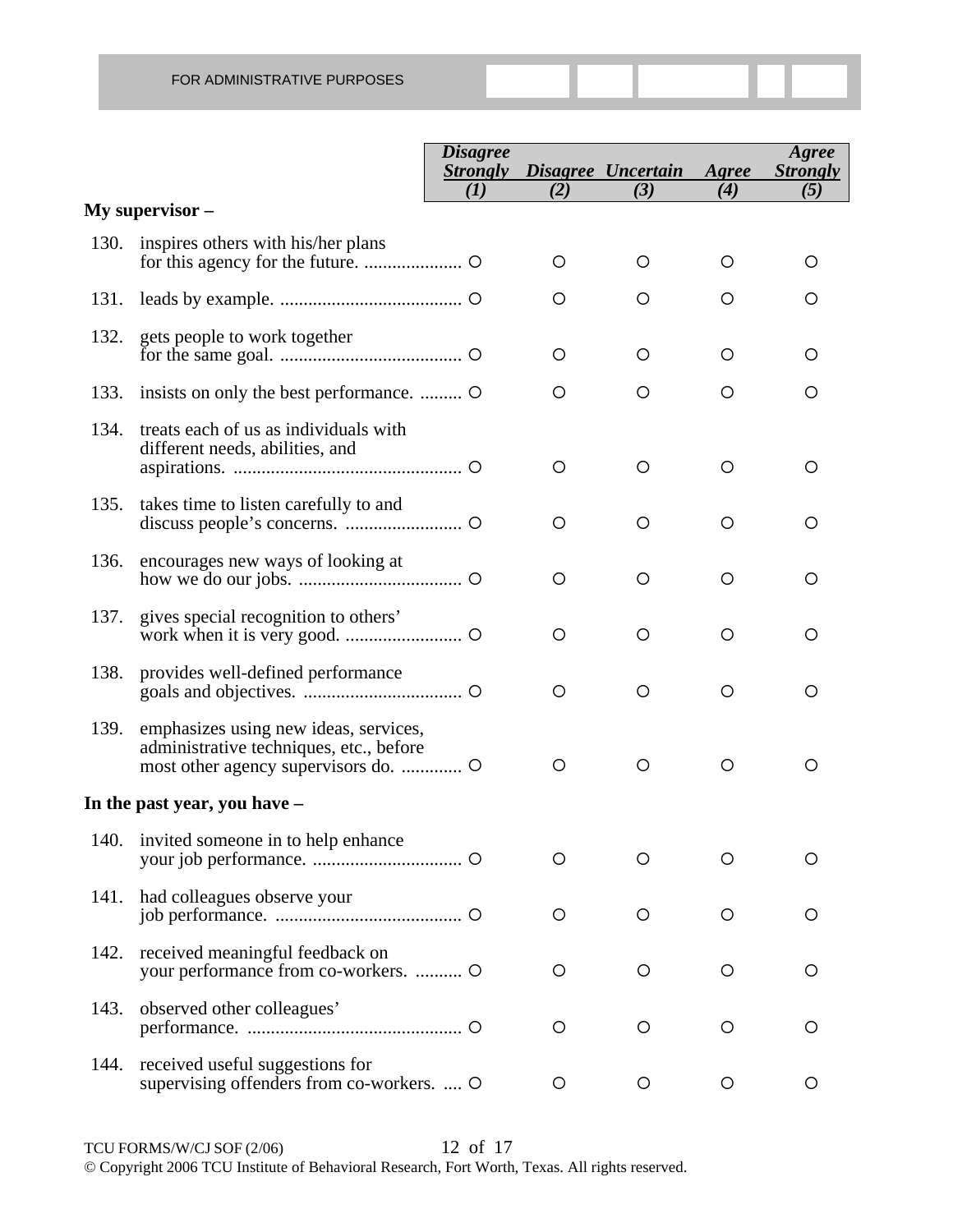FOR ADMINISTRATIVE PURPOSES

| | Disagree Strongly (1) | Disagree (2) | Uncertain (3) | Agree (4) | Agree Strongly (5) |
|---|---|---|---|---|---|
| **My supervisor –** | | | | | |
| 130. inspires others with his/her plans for this agency for the future. | ○ | ○ | ○ | ○ | ○ |
| 131. leads by example. | ○ | ○ | ○ | ○ | ○ |
| 132. gets people to work together for the same goal. | ○ | ○ | ○ | ○ | ○ |
| 133. insists on only the best performance. | ○ | ○ | ○ | ○ | ○ |
| 134. treats each of us as individuals with different needs, abilities, and aspirations. | ○ | ○ | ○ | ○ | ○ |
| 135. takes time to listen carefully to and discuss people's concerns. | ○ | ○ | ○ | ○ | ○ |
| 136. encourages new ways of looking at how we do our jobs. | ○ | ○ | ○ | ○ | ○ |
| 137. gives special recognition to others' work when it is very good. | ○ | ○ | ○ | ○ | ○ |
| 138. provides well-defined performance goals and objectives. | ○ | ○ | ○ | ○ | ○ |
| 139. emphasizes using new ideas, services, administrative techniques, etc., before most other agency supervisors do. | ○ | ○ | ○ | ○ | ○ |
| **In the past year, you have –** | | | | | |
| 140. invited someone in to help enhance your job performance. | ○ | ○ | ○ | ○ | ○ |
| 141. had colleagues observe your job performance. | ○ | ○ | ○ | ○ | ○ |
| 142. received meaningful feedback on your performance from co-workers. | ○ | ○ | ○ | ○ | ○ |
| 143. observed other colleagues' performance. | ○ | ○ | ○ | ○ | ○ |
| 144. received useful suggestions for supervising offenders from co-workers. | ○ | ○ | ○ | ○ | ○ |

TCU FORMS/W/CJ SOF (2/06)

© Copyright 2006 TCU Institute of Behavioral Research, Fort Worth, Texas. All rights reserved.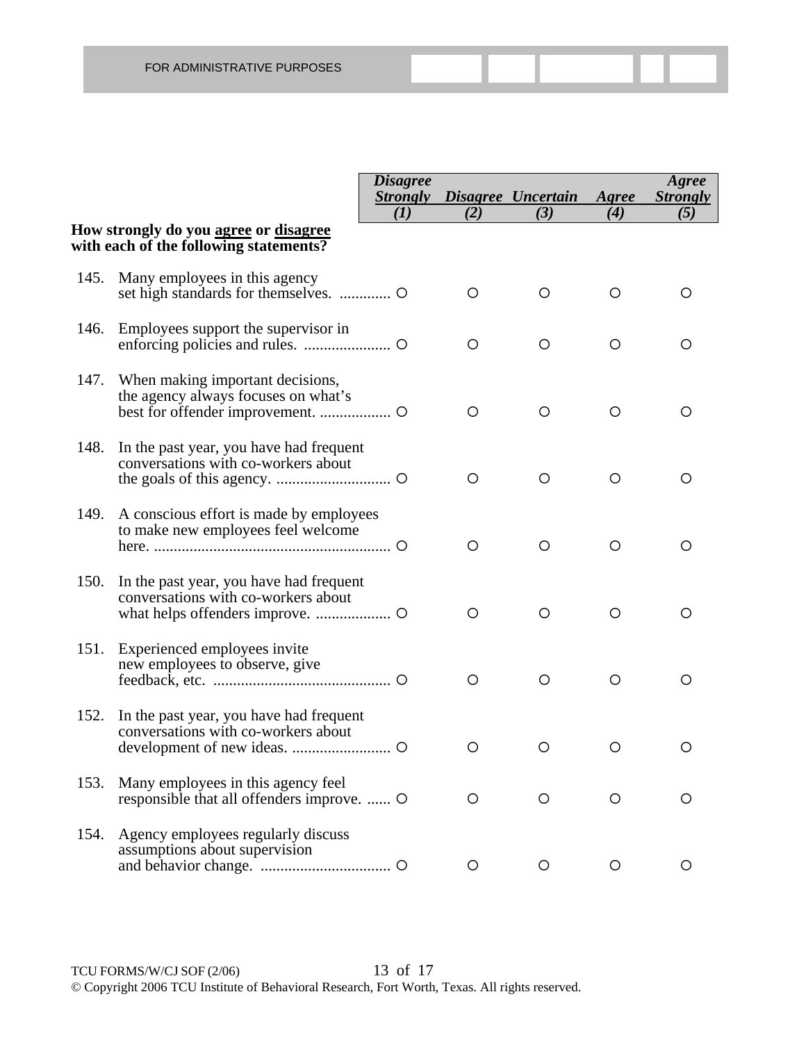FOR ADMINISTRATIVE PURPOSES

**How strongly do you agree or disagree with each of the following statements?**

| | | *Disagree Strongly (1)* | *Disagree (2)* | *Uncertain (3)* | *Agree (4)* | *Agree Strongly (5)* |
|---|---|---|---|---|---|---|
| 145. | Many employees in this agency set high standards for themselves. | ○ | ○ | ○ | ○ | ○ |
| 146. | Employees support the supervisor in enforcing policies and rules. | ○ | ○ | ○ | ○ | ○ |
| 147. | When making important decisions, the agency always focuses on what's best for offender improvement. | ○ | ○ | ○ | ○ | ○ |
| 148. | In the past year, you have had frequent conversations with co-workers about the goals of this agency. | ○ | ○ | ○ | ○ | ○ |
| 149. | A conscious effort is made by employees to make new employees feel welcome here. | ○ | ○ | ○ | ○ | ○ |
| 150. | In the past year, you have had frequent conversations with co-workers about what helps offenders improve. | ○ | ○ | ○ | ○ | ○ |
| 151. | Experienced employees invite new employees to observe, give feedback, etc. | ○ | ○ | ○ | ○ | ○ |
| 152. | In the past year, you have had frequent conversations with co-workers about development of new ideas. | ○ | ○ | ○ | ○ | ○ |
| 153. | Many employees in this agency feel responsible that all offenders improve. | ○ | ○ | ○ | ○ | ○ |
| 154. | Agency employees regularly discuss assumptions about supervision and behavior change. | ○ | ○ | ○ | ○ | ○ |

TCU FORMS/W/CJ SOF (2/06)

© Copyright 2006 TCU Institute of Behavioral Research, Fort Worth, Texas. All rights reserved.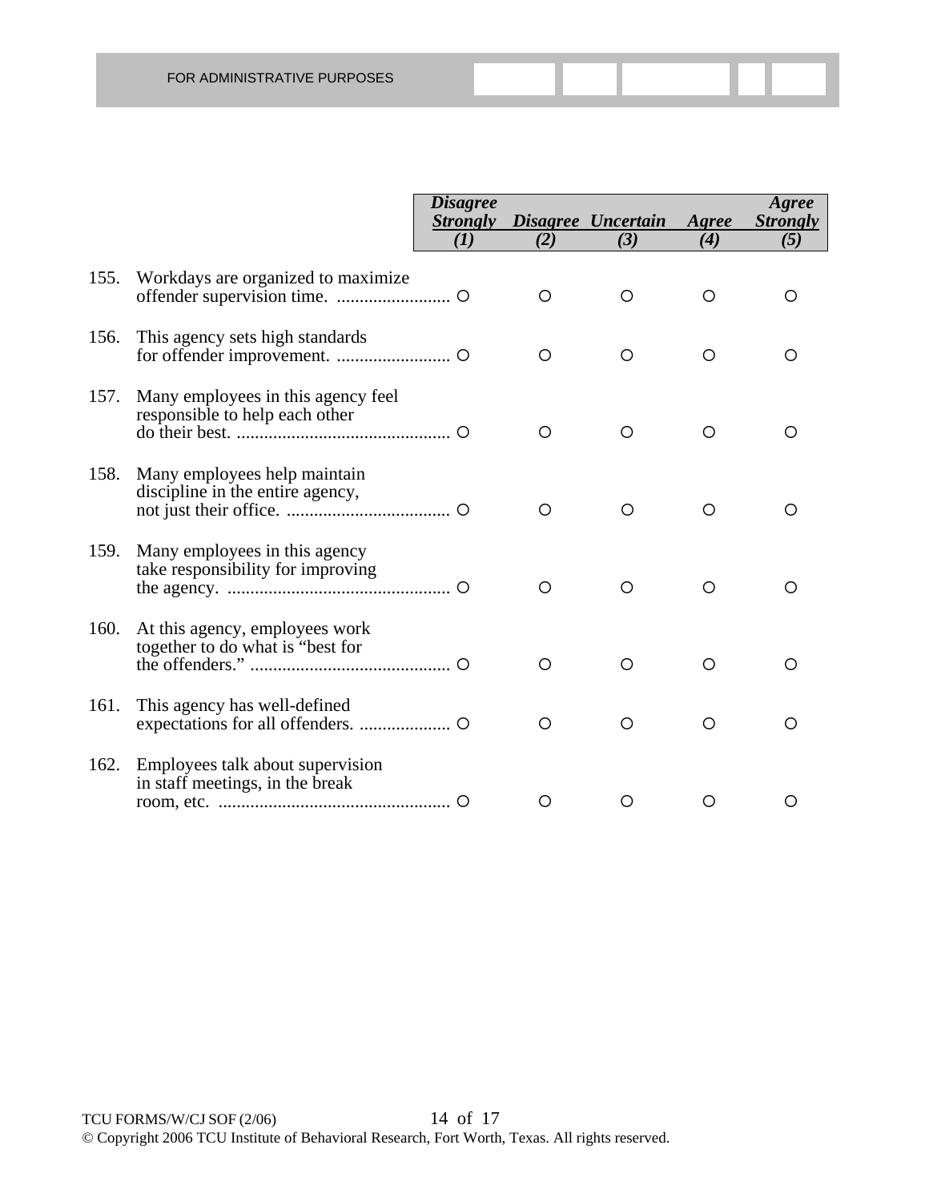FOR ADMINISTRATIVE PURPOSES

| | | *Disagree Strongly (1)* | *Disagree (2)* | *Uncertain (3)* | *Agree (4)* | *Agree Strongly (5)* |
|---|---|---|---|---|---|---|
| 155. | Workdays are organized to maximize offender supervision time. | ○ | ○ | ○ | ○ | ○ |
| 156. | This agency sets high standards for offender improvement. | ○ | ○ | ○ | ○ | ○ |
| 157. | Many employees in this agency feel responsible to help each other do their best. | ○ | ○ | ○ | ○ | ○ |
| 158. | Many employees help maintain discipline in the entire agency, not just their office. | ○ | ○ | ○ | ○ | ○ |
| 159. | Many employees in this agency take responsibility for improving the agency. | ○ | ○ | ○ | ○ | ○ |
| 160. | At this agency, employees work together to do what is "best for the offenders." | ○ | ○ | ○ | ○ | ○ |
| 161. | This agency has well-defined expectations for all offenders. | ○ | ○ | ○ | ○ | ○ |
| 162. | Employees talk about supervision in staff meetings, in the break room, etc. | ○ | ○ | ○ | ○ | ○ |

TCU FORMS/W/CJ SOF (2/06)

© Copyright 2006 TCU Institute of Behavioral Research, Fort Worth, Texas. All rights reserved.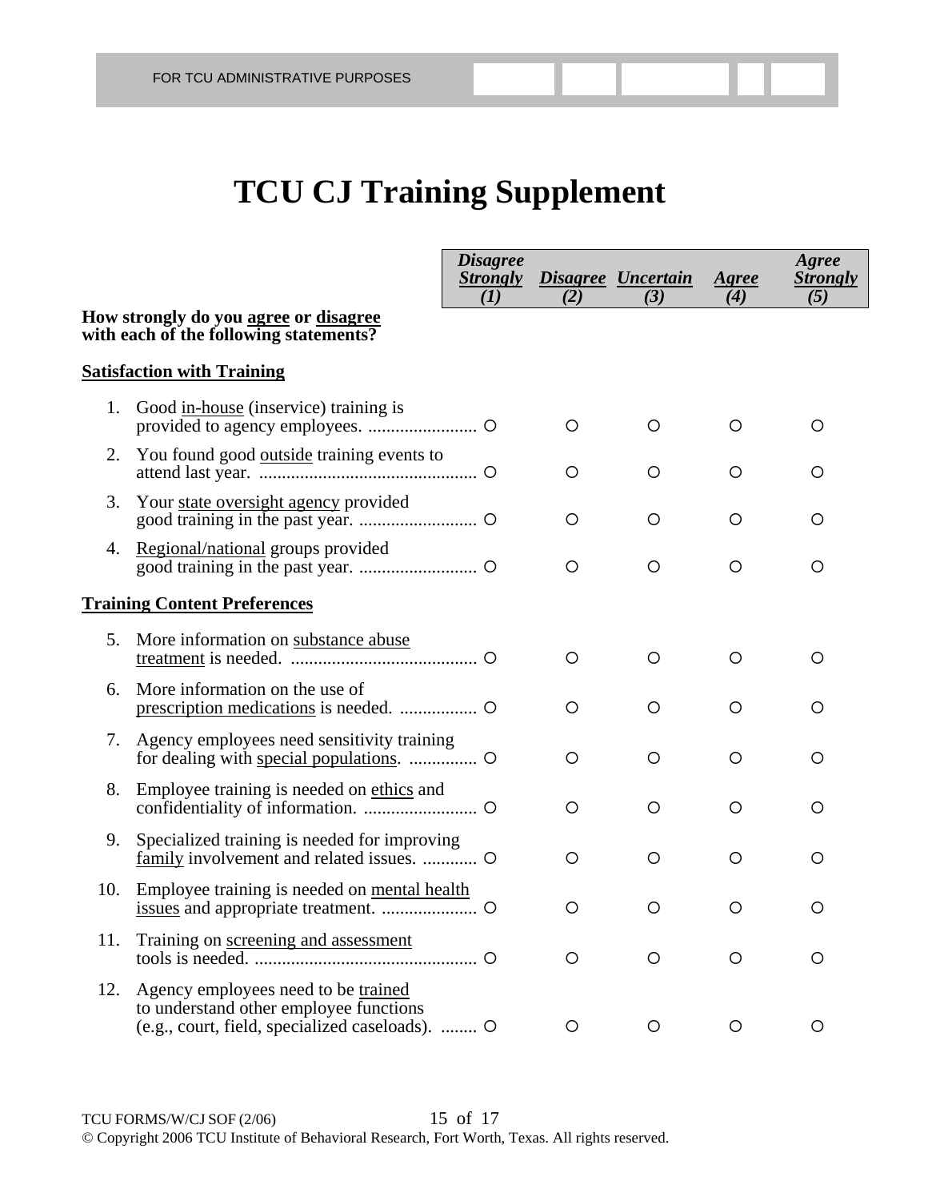FOR TCU ADMINISTRATIVE PURPOSES

# TCU CJ Training Supplement

**How strongly do you agree or disagree with each of the following statements?**

| | Disagree Strongly (1) | Disagree (2) | Uncertain (3) | Agree (4) | Agree Strongly (5) |
|---|---|---|---|---|---|
| **Satisfaction with Training** | | | | | |
| 1. Good in-house (inservice) training is provided to agency employees. | ○ | ○ | ○ | ○ | ○ |
| 2. You found good outside training events to attend last year. | ○ | ○ | ○ | ○ | ○ |
| 3. Your state oversight agency provided good training in the past year. | ○ | ○ | ○ | ○ | ○ |
| 4. Regional/national groups provided good training in the past year. | ○ | ○ | ○ | ○ | ○ |
| **Training Content Preferences** | | | | | |
| 5. More information on substance abuse treatment is needed. | ○ | ○ | ○ | ○ | ○ |
| 6. More information on the use of prescription medications is needed. | ○ | ○ | ○ | ○ | ○ |
| 7. Agency employees need sensitivity training for dealing with special populations. | ○ | ○ | ○ | ○ | ○ |
| 8. Employee training is needed on ethics and confidentiality of information. | ○ | ○ | ○ | ○ | ○ |
| 9. Specialized training is needed for improving family involvement and related issues. | ○ | ○ | ○ | ○ | ○ |
| 10. Employee training is needed on mental health issues and appropriate treatment. | ○ | ○ | ○ | ○ | ○ |
| 11. Training on screening and assessment tools is needed. | ○ | ○ | ○ | ○ | ○ |
| 12. Agency employees need to be trained to understand other employee functions (e.g., court, field, specialized caseloads). | ○ | ○ | ○ | ○ | ○ |

TCU FORMS/W/CJ SOF (2/06)
© Copyright 2006 TCU Institute of Behavioral Research, Fort Worth, Texas. All rights reserved.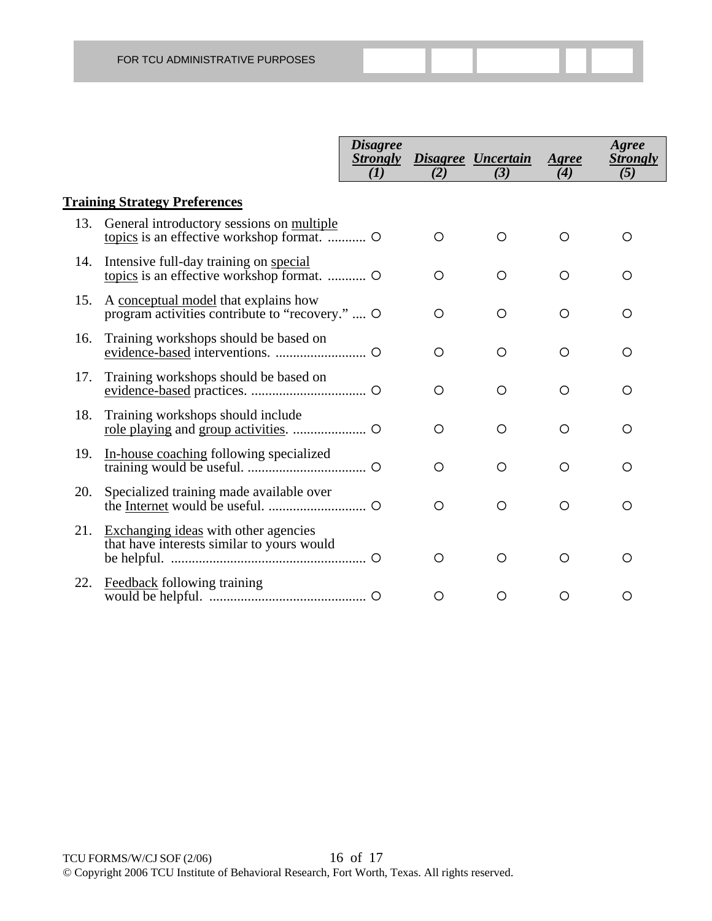FOR TCU ADMINISTRATIVE PURPOSES

| | Disagree Strongly (1) | Disagree (2) | Uncertain (3) | Agree (4) | Agree Strongly (5) |
|---|---|---|---|---|---|
| **Training Strategy Preferences** | | | | | |
| 13. General introductory sessions on multiple topics is an effective workshop format. | ○ | ○ | ○ | ○ | ○ |
| 14. Intensive full-day training on special topics is an effective workshop format. | ○ | ○ | ○ | ○ | ○ |
| 15. A conceptual model that explains how program activities contribute to “recovery.” | ○ | ○ | ○ | ○ | ○ |
| 16. Training workshops should be based on evidence-based interventions. | ○ | ○ | ○ | ○ | ○ |
| 17. Training workshops should be based on evidence-based practices. | ○ | ○ | ○ | ○ | ○ |
| 18. Training workshops should include role playing and group activities. | ○ | ○ | ○ | ○ | ○ |
| 19. In-house coaching following specialized training would be useful. | ○ | ○ | ○ | ○ | ○ |
| 20. Specialized training made available over the Internet would be useful. | ○ | ○ | ○ | ○ | ○ |
| 21. Exchanging ideas with other agencies that have interests similar to yours would be helpful. | ○ | ○ | ○ | ○ | ○ |
| 22. Feedback following training would be helpful. | ○ | ○ | ○ | ○ | ○ |

TCU FORMS/W/CJ SOF (2/06)

© Copyright 2006 TCU Institute of Behavioral Research, Fort Worth, Texas. All rights reserved.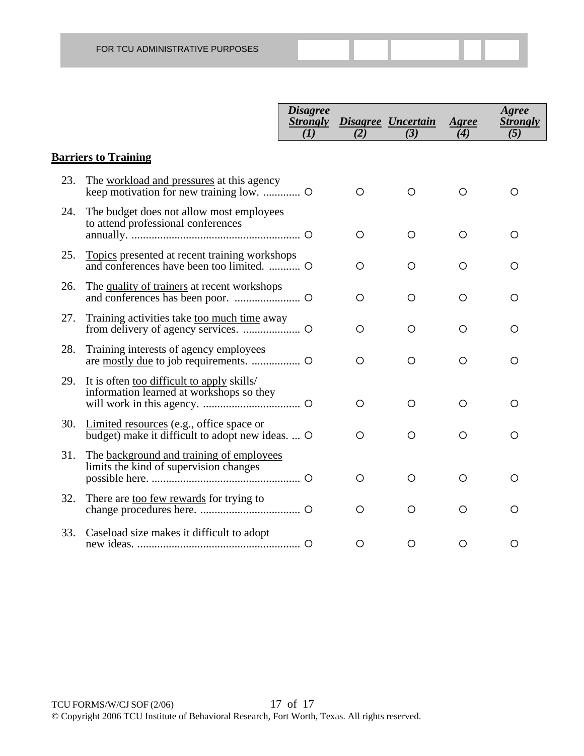FOR TCU ADMINISTRATIVE PURPOSES

## Barriers to Training

| | | *Disagree Strongly (1)* | *Disagree (2)* | *Uncertain (3)* | *Agree (4)* | *Agree Strongly (5)* |
|---|---|---|---|---|---|---|
| 23. | The workload and pressures at this agency keep motivation for new training low. | ○ | ○ | ○ | ○ | ○ |
| 24. | The budget does not allow most employees to attend professional conferences annually. | ○ | ○ | ○ | ○ | ○ |
| 25. | Topics presented at recent training workshops and conferences have been too limited. | ○ | ○ | ○ | ○ | ○ |
| 26. | The quality of trainers at recent workshops and conferences has been poor. | ○ | ○ | ○ | ○ | ○ |
| 27. | Training activities take too much time away from delivery of agency services. | ○ | ○ | ○ | ○ | ○ |
| 28. | Training interests of agency employees are mostly due to job requirements. | ○ | ○ | ○ | ○ | ○ |
| 29. | It is often too difficult to apply skills/ information learned at workshops so they will work in this agency. | ○ | ○ | ○ | ○ | ○ |
| 30. | Limited resources (e.g., office space or budget) make it difficult to adopt new ideas. | ○ | ○ | ○ | ○ | ○ |
| 31. | The background and training of employees limits the kind of supervision changes possible here. | ○ | ○ | ○ | ○ | ○ |
| 32. | There are too few rewards for trying to change procedures here. | ○ | ○ | ○ | ○ | ○ |
| 33. | Caseload size makes it difficult to adopt new ideas. | ○ | ○ | ○ | ○ | ○ |

TCU FORMS/W/CJ SOF (2/06)

© Copyright 2006 TCU Institute of Behavioral Research, Fort Worth, Texas. All rights reserved.